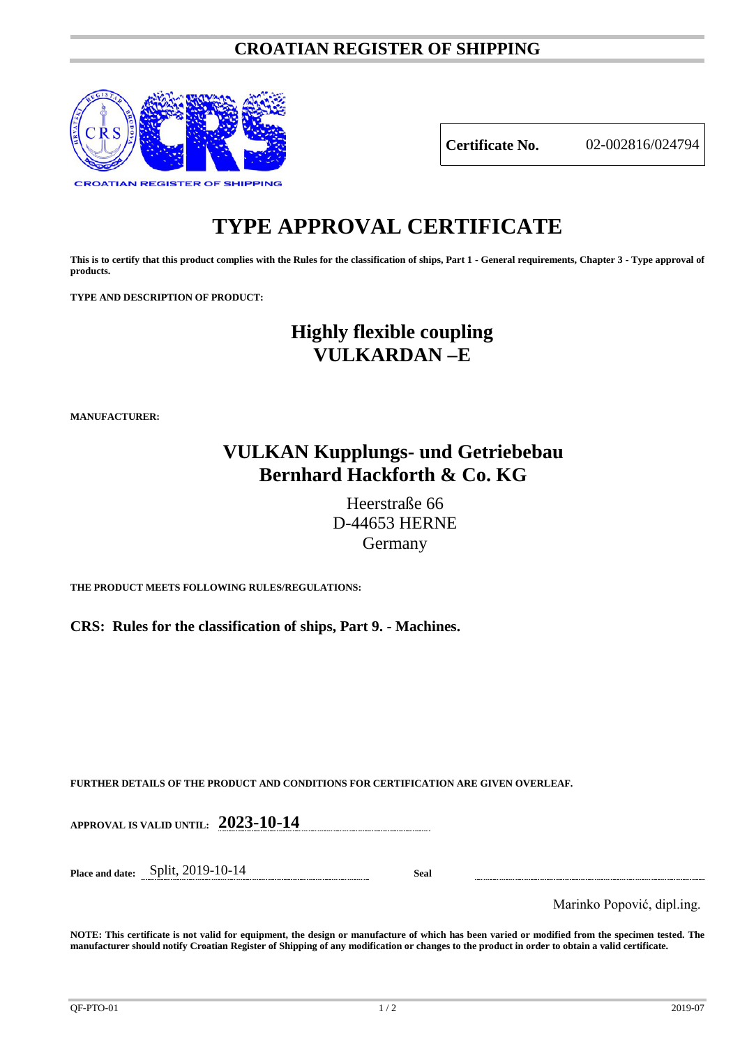# CROATIAN REGISTER OF SHIPPING

CROATIAN REGISTER OF SHIPPING

| **Certificate No.** | 02-002816/024794 |
|---|---|

# TYPE APPROVAL CERTIFICATE

**This is to certify that this product complies with the Rules for the classification of ships, Part 1 - General requirements, Chapter 3 - Type approval of products.**

**TYPE AND DESCRIPTION OF PRODUCT:**

## Highly flexible coupling VULKARDAN –E

**MANUFACTURER:**

## VULKAN Kupplungs- und Getriebebau Bernhard Hackforth & Co. KG

Heerstraße 66
D-44653 HERNE
Germany

**THE PRODUCT MEETS FOLLOWING RULES/REGULATIONS:**

**CRS: Rules for the classification of ships, Part 9. - Machines.**

**FURTHER DETAILS OF THE PRODUCT AND CONDITIONS FOR CERTIFICATION ARE GIVEN OVERLEAF.**

**APPROVAL IS VALID UNTIL:** **2023-10-14**

**Place and date:** Split, 2019-10-14

**Seal**

Marinko Popović, dipl.ing.

**NOTE: This certificate is not valid for equipment, the design or manufacture of which has been varied or modified from the specimen tested. The manufacturer should notify Croatian Register of Shipping of any modification or changes to the product in order to obtain a valid certificate.**

QF-PTO-01 2019-07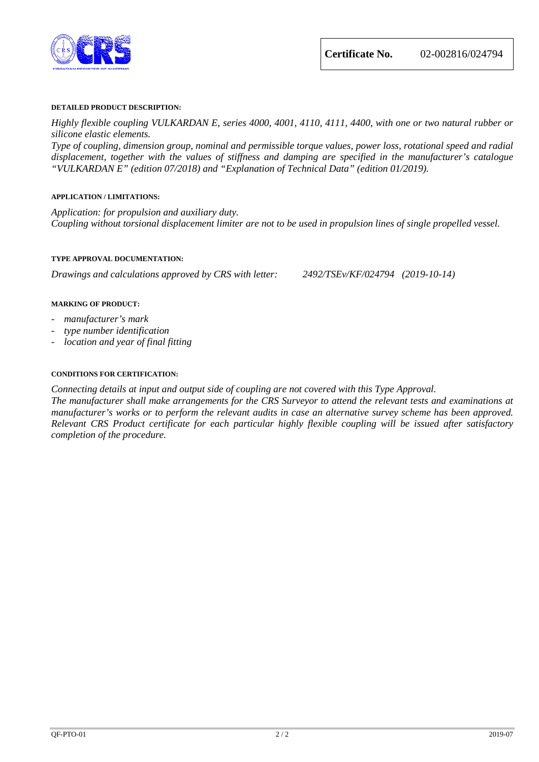**Certificate No.** 02-002816/024794

**DETAILED PRODUCT DESCRIPTION:**

*Highly flexible coupling VULKARDAN E, series 4000, 4001, 4110, 4111, 4400, with one or two natural rubber or silicone elastic elements.*
*Type of coupling, dimension group, nominal and permissible torque values, power loss, rotational speed and radial displacement, together with the values of stiffness and damping are specified in the manufacturer's catalogue "VULKARDAN E" (edition 07/2018) and "Explanation of Technical Data" (edition 01/2019).*

**APPLICATION / LIMITATIONS:**

*Application: for propulsion and auxiliary duty.*
*Coupling without torsional displacement limiter are not to be used in propulsion lines of single propelled vessel.*

**TYPE APPROVAL DOCUMENTATION:**

*Drawings and calculations approved by CRS with letter:* *2492/TSEv/KF/024794 (2019-10-14)*

**MARKING OF PRODUCT:**

- *manufacturer's mark*
- *type number identification*
- *location and year of final fitting*

**CONDITIONS FOR CERTIFICATION:**

*Connecting details at input and output side of coupling are not covered with this Type Approval.*
*The manufacturer shall make arrangements for the CRS Surveyor to attend the relevant tests and examinations at manufacturer's works or to perform the relevant audits in case an alternative survey scheme has been approved. Relevant CRS Product certificate for each particular highly flexible coupling will be issued after satisfactory completion of the procedure.*